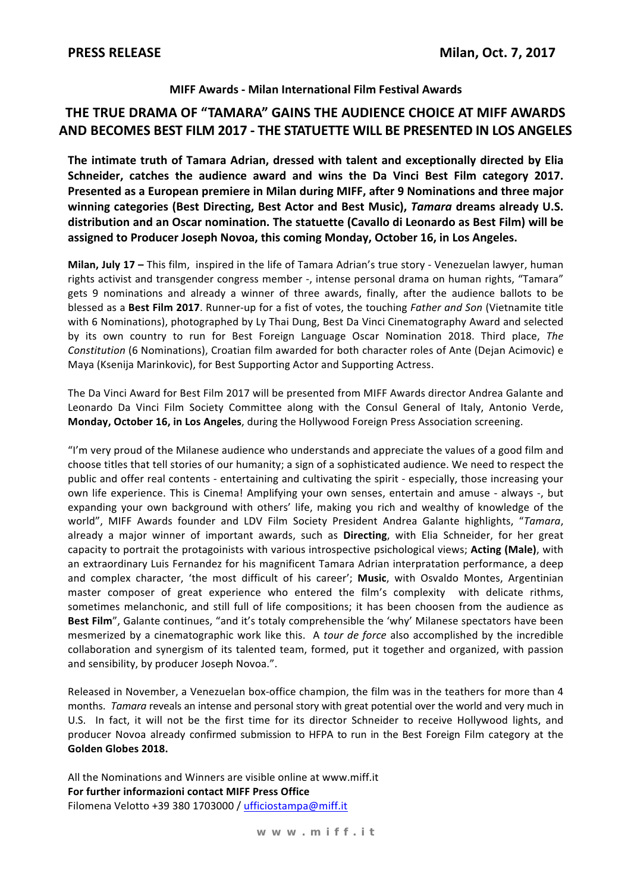**PRESS RELEASE** **Milan, Oct. 7, 2017**

**MIFF Awards - Milan International Film Festival Awards**

# THE TRUE DRAMA OF "TAMARA" GAINS THE AUDIENCE CHOICE AT MIFF AWARDS AND BECOMES BEST FILM 2017 - THE STATUETTE WILL BE PRESENTED IN LOS ANGELES

**The intimate truth of Tamara Adrian, dressed with talent and exceptionally directed by Elia Schneider, catches the audience award and wins the Da Vinci Best Film category 2017. Presented as a European premiere in Milan during MIFF, after 9 Nominations and three major winning categories (Best Directing, Best Actor and Best Music), *Tamara* dreams already U.S. distribution and an Oscar nomination. The statuette (Cavallo di Leonardo as Best Film) will be assigned to Producer Joseph Novoa, this coming Monday, October 16, in Los Angeles.**

**Milan, July 17 –** This film, inspired in the life of Tamara Adrian's true story - Venezuelan lawyer, human rights activist and transgender congress member -, intense personal drama on human rights, "Tamara" gets 9 nominations and already a winner of three awards, finally, after the audience ballots to be blessed as a **Best Film 2017**. Runner-up for a fist of votes, the touching *Father and Son* (Vietnamite title with 6 Nominations), photographed by Ly Thai Dung, Best Da Vinci Cinematography Award and selected by its own country to run for Best Foreign Language Oscar Nomination 2018. Third place, *The Constitution* (6 Nominations), Croatian film awarded for both character roles of Ante (Dejan Acimovic) e Maya (Ksenija Marinkovic), for Best Supporting Actor and Supporting Actress.

The Da Vinci Award for Best Film 2017 will be presented from MIFF Awards director Andrea Galante and Leonardo Da Vinci Film Society Committee along with the Consul General of Italy, Antonio Verde, **Monday, October 16, in Los Angeles**, during the Hollywood Foreign Press Association screening.

"I'm very proud of the Milanese audience who understands and appreciate the values of a good film and choose titles that tell stories of our humanity; a sign of a sophisticated audience. We need to respect the public and offer real contents - entertaining and cultivating the spirit - especially, those increasing your own life experience. This is Cinema! Amplifying your own senses, entertain and amuse - always -, but expanding your own background with others' life, making you rich and wealthy of knowledge of the world", MIFF Awards founder and LDV Film Society President Andrea Galante highlights, "*Tamara*, already a major winner of important awards, such as **Directing**, with Elia Schneider, for her great capacity to portrait the protagoinists with various introspective psichological views; **Acting (Male)**, with an extraordinary Luis Fernandez for his magnificent Tamara Adrian interpratation performance, a deep and complex character, 'the most difficult of his career'; **Music**, with Osvaldo Montes, Argentinian master composer of great experience who entered the film's complexity with delicate rithms, sometimes melanchonic, and still full of life compositions; it has been choosen from the audience as **Best Film**", Galante continues, "and it's totaly comprehensible the 'why' Milanese spectators have been mesmerized by a cinematographic work like this. A *tour de force* also accomplished by the incredible collaboration and synergism of its talented team, formed, put it together and organized, with passion and sensibility, by producer Joseph Novoa.".

Released in November, a Venezuelan box-office champion, the film was in the teathers for more than 4 months. *Tamara* reveals an intense and personal story with great potential over the world and very much in U.S. In fact, it will not be the first time for its director Schneider to receive Hollywood lights, and producer Novoa already confirmed submission to HFPA to run in the Best Foreign Film category at the **Golden Globes 2018.**

All the Nominations and Winners are visible online at www.miff.it
**For further informazioni contact MIFF Press Office**
Filomena Velotto +39 380 1703000 / ufficiostampa@miff.it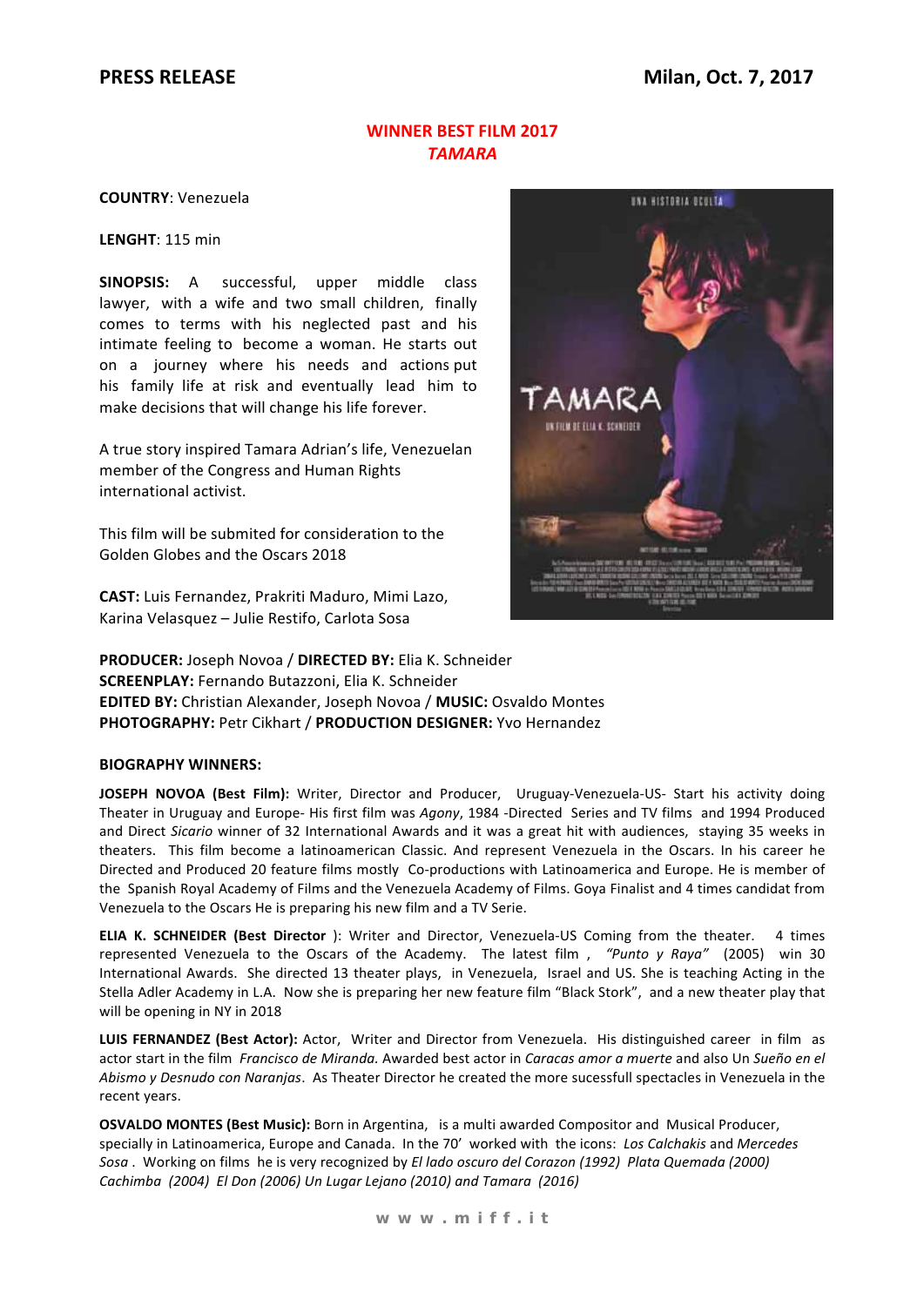**PRESS RELEASE** **Milan, Oct. 7, 2017**

## WINNER BEST FILM 2017
## *TAMARA*

**COUNTRY**: Venezuela

**LENGHT**: 115 min

**SINOPSIS:** A successful, upper middle class lawyer, with a wife and two small children, finally comes to terms with his neglected past and his intimate feeling to become a woman. He starts out on a journey where his needs and actions put his family life at risk and eventually lead him to make decisions that will change his life forever.

A true story inspired Tamara Adrian's life, Venezuelan member of the Congress and Human Rights international activist.

This film will be submited for consideration to the Golden Globes and the Oscars 2018

**CAST:** Luis Fernandez, Prakriti Maduro, Mimi Lazo, Karina Velasquez – Julie Restifo, Carlota Sosa

**PRODUCER:** Joseph Novoa / **DIRECTED BY:** Elia K. Schneider
**SCREENPLAY:** Fernando Butazzoni, Elia K. Schneider
**EDITED BY:** Christian Alexander, Joseph Novoa / **MUSIC:** Osvaldo Montes
**PHOTOGRAPHY:** Petr Cikhart / **PRODUCTION DESIGNER:** Yvo Hernandez

**BIOGRAPHY WINNERS:**

**JOSEPH NOVOA (Best Film):** Writer, Director and Producer, Uruguay-Venezuela-US- Start his activity doing Theater in Uruguay and Europe- His first film was *Agony*, 1984 -Directed Series and TV films and 1994 Produced and Direct *Sicario* winner of 32 International Awards and it was a great hit with audiences, staying 35 weeks in theaters. This film become a latinoamerican Classic. And represent Venezuela in the Oscars. In his career he Directed and Produced 20 feature films mostly Co-productions with Latinoamerica and Europe. He is member of the Spanish Royal Academy of Films and the Venezuela Academy of Films. Goya Finalist and 4 times candidat from Venezuela to the Oscars He is preparing his new film and a TV Serie.

**ELIA K. SCHNEIDER (Best Director** ): Writer and Director, Venezuela-US Coming from the theater. 4 times represented Venezuela to the Oscars of the Academy. The latest film , *"Punto y Raya"* (2005) win 30 International Awards. She directed 13 theater plays, in Venezuela, Israel and US. She is teaching Acting in the Stella Adler Academy in L.A. Now she is preparing her new feature film "Black Stork", and a new theater play that will be opening in NY in 2018

**LUIS FERNANDEZ (Best Actor):** Actor, Writer and Director from Venezuela. His distinguished career in film as actor start in the film *Francisco de Miranda.* Awarded best actor in *Caracas amor a muerte* and also Un *Sueño en el Abismo y Desnudo con Naranjas*. As Theater Director he created the more sucessfull spectacles in Venezuela in the recent years.

**OSVALDO MONTES (Best Music):** Born in Argentina, is a multi awarded Compositor and Musical Producer, specially in Latinoamerica, Europe and Canada. In the 70' worked with the icons: *Los Calchakis* and *Mercedes Sosa* . Working on films he is very recognized by *El lado oscuro del Corazon (1992) Plata Quemada (2000) Cachimba (2004) El Don (2006) Un Lugar Lejano (2010) and Tamara (2016)*

www.miff.it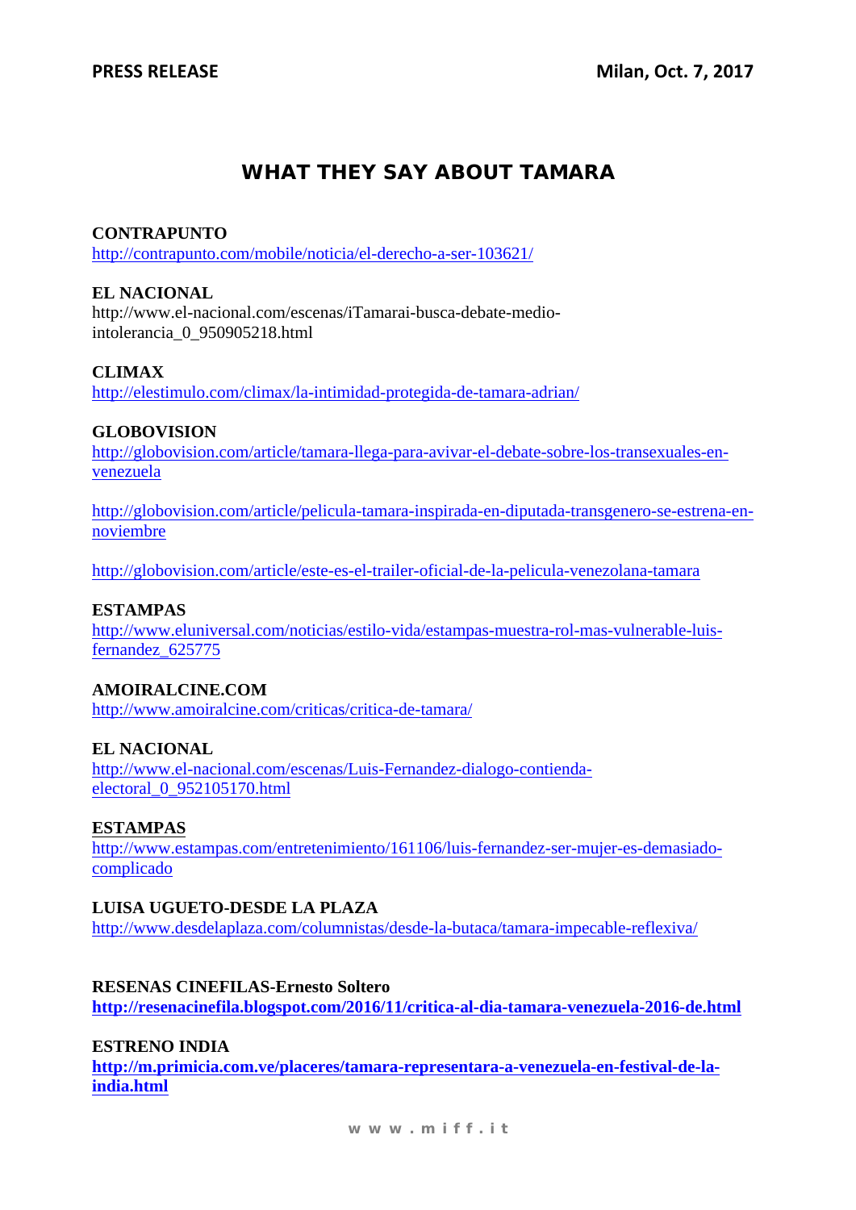**PRESS RELEASE** **Milan, Oct. 7, 2017**

# WHAT THEY SAY ABOUT TAMARA

**CONTRAPUNTO**
http://contrapunto.com/mobile/noticia/el-derecho-a-ser-103621/

**EL NACIONAL**
http://www.el-nacional.com/escenas/iTamarai-busca-debate-medio-intolerancia_0_950905218.html

**CLIMAX**
http://elestimulo.com/climax/la-intimidad-protegida-de-tamara-adrian/

**GLOBOVISION**
http://globovision.com/article/tamara-llega-para-avivar-el-debate-sobre-los-transexuales-en-venezuela

http://globovision.com/article/pelicula-tamara-inspirada-en-diputada-transgenero-se-estrena-en-noviembre

http://globovision.com/article/este-es-el-trailer-oficial-de-la-pelicula-venezolana-tamara

**ESTAMPAS**
http://www.eluniversal.com/noticias/estilo-vida/estampas-muestra-rol-mas-vulnerable-luis-fernandez_625775

**AMOIRALCINE.COM**
http://www.amoiralcine.com/criticas/critica-de-tamara/

**EL NACIONAL**
http://www.el-nacional.com/escenas/Luis-Fernandez-dialogo-contienda-electoral_0_952105170.html

**ESTAMPAS**
http://www.estampas.com/entretenimiento/161106/luis-fernandez-ser-mujer-es-demasiado-complicado

**LUISA UGUETO-DESDE LA PLAZA**
http://www.desdelaplaza.com/columnistas/desde-la-butaca/tamara-impecable-reflexiva/

**RESENAS CINEFILAS-Ernesto Soltero**
**http://resenacinefila.blogspot.com/2016/11/critica-al-dia-tamara-venezuela-2016-de.html**

**ESTRENO INDIA**
**http://m.primicia.com.ve/placeres/tamara-representara-a-venezuela-en-festival-de-la-india.html**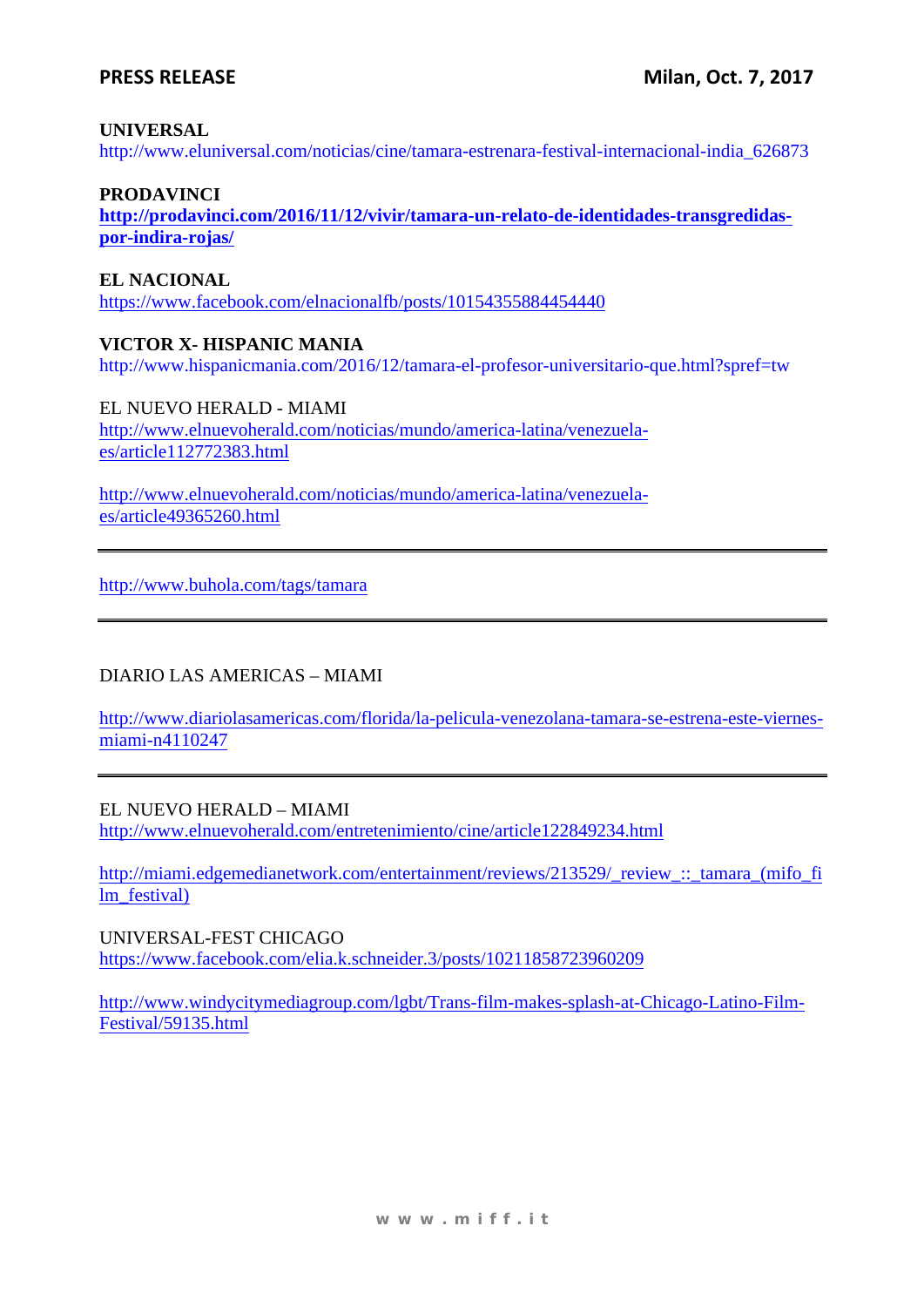**UNIVERSAL**
http://www.eluniversal.com/noticias/cine/tamara-estrenara-festival-internacional-india_626873

**PRODAVINCI**
**http://prodavinci.com/2016/11/12/vivir/tamara-un-relato-de-identidades-transgredidas-por-indira-rojas/**

**EL NACIONAL**
https://www.facebook.com/elnacionalfb/posts/10154355884454440

**VICTOR X- HISPANIC MANIA**
http://www.hispanicmania.com/2016/12/tamara-el-profesor-universitario-que.html?spref=tw

EL NUEVO HERALD - MIAMI
http://www.elnuevoherald.com/noticias/mundo/america-latina/venezuela-es/article112772383.html

http://www.elnuevoherald.com/noticias/mundo/america-latina/venezuela-es/article49365260.html

---

http://www.buhola.com/tags/tamara

---

DIARIO LAS AMERICAS – MIAMI

http://www.diariolasamericas.com/florida/la-pelicula-venezolana-tamara-se-estrena-este-viernes-miami-n4110247

---

EL NUEVO HERALD – MIAMI
http://www.elnuevoherald.com/entretenimiento/cine/article122849234.html

http://miami.edgemedianetwork.com/entertainment/reviews/213529/_review_::_tamara_(mifo_film_festival)

UNIVERSAL-FEST CHICAGO
https://www.facebook.com/elia.k.schneider.3/posts/10211858723960209

http://www.windycitymediagroup.com/lgbt/Trans-film-makes-splash-at-Chicago-Latino-Film-Festival/59135.html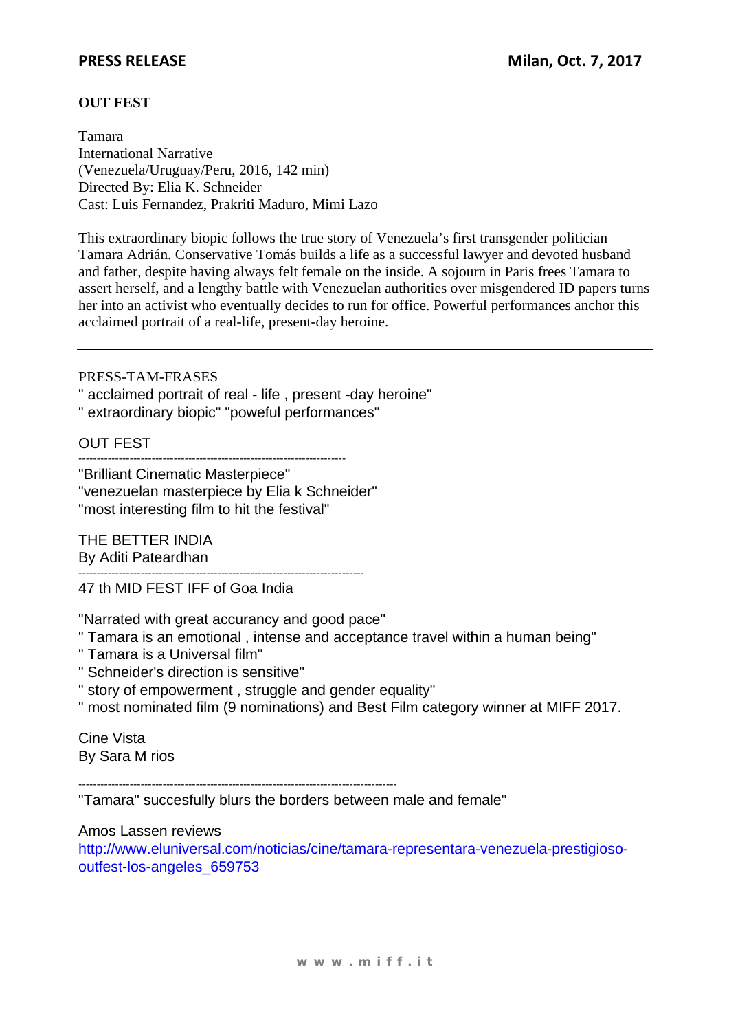**PRESS RELEASE** **Milan, Oct. 7, 2017**

**OUT FEST**

Tamara
International Narrative
(Venezuela/Uruguay/Peru, 2016, 142 min)
Directed By: Elia K. Schneider
Cast: Luis Fernandez, Prakriti Maduro, Mimi Lazo

This extraordinary biopic follows the true story of Venezuela's first transgender politician Tamara Adrián. Conservative Tomás builds a life as a successful lawyer and devoted husband and father, despite having always felt female on the inside. A sojourn in Paris frees Tamara to assert herself, and a lengthy battle with Venezuelan authorities over misgendered ID papers turns her into an activist who eventually decides to run for office. Powerful performances anchor this acclaimed portrait of a real-life, present-day heroine.

---

PRESS-TAM-FRASES
" acclaimed portrait of real - life , present -day heroine"
" extraordinary biopic" "poweful performances"

OUT FEST
-----------------------------------------------------------------------
"Brilliant Cinematic Masterpiece"
"venezuelan masterpiece by Elia k Schneider"
"most interesting film to hit the festival"

THE BETTER INDIA
By Aditi Pateardhan
--------------------------------------------------------------------------
47 th MID FEST IFF of Goa India

"Narrated with great accurancy and good pace"
" Tamara is an emotional , intense and acceptance travel within a human being"
" Tamara is a Universal film"
" Schneider's direction is sensitive"
" story of empowerment , struggle and gender equality"
" most nominated film (9 nominations) and Best Film category winner at MIFF 2017.

Cine Vista
By Sara M rios

-----------------------------------------------------------------------------------
"Tamara" succesfully blurs the borders between male and female"

Amos Lassen reviews
http://www.eluniversal.com/noticias/cine/tamara-representara-venezuela-prestigioso-outfest-los-angeles_659753

---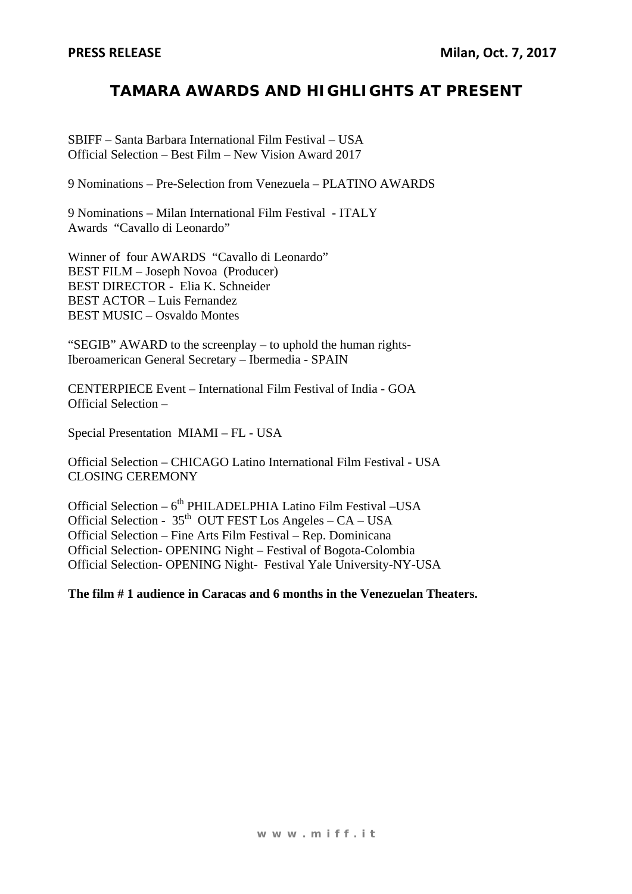**PRESS RELEASE** **Milan, Oct. 7, 2017**

# TAMARA AWARDS AND HIGHLIGHTS AT PRESENT

SBIFF – Santa Barbara International Film Festival – USA
Official Selection – Best Film – New Vision Award 2017

9 Nominations – Pre-Selection from Venezuela – PLATINO AWARDS

9 Nominations – Milan International Film Festival - ITALY
Awards "Cavallo di Leonardo"

Winner of four AWARDS "Cavallo di Leonardo"
BEST FILM – Joseph Novoa (Producer)
BEST DIRECTOR - Elia K. Schneider
BEST ACTOR – Luis Fernandez
BEST MUSIC – Osvaldo Montes

"SEGIB" AWARD to the screenplay – to uphold the human rights-
Iberoamerican General Secretary – Ibermedia - SPAIN

CENTERPIECE Event – International Film Festival of India - GOA
Official Selection –

Special Presentation MIAMI – FL - USA

Official Selection – CHICAGO Latino International Film Festival - USA
CLOSING CEREMONY

Official Selection – 6th PHILADELPHIA Latino Film Festival –USA
Official Selection - 35th OUT FEST Los Angeles – CA – USA
Official Selection – Fine Arts Film Festival – Rep. Dominicana
Official Selection- OPENING Night – Festival of Bogota-Colombia
Official Selection- OPENING Night- Festival Yale University-NY-USA

**The film # 1 audience in Caracas and 6 months in the Venezuelan Theaters.**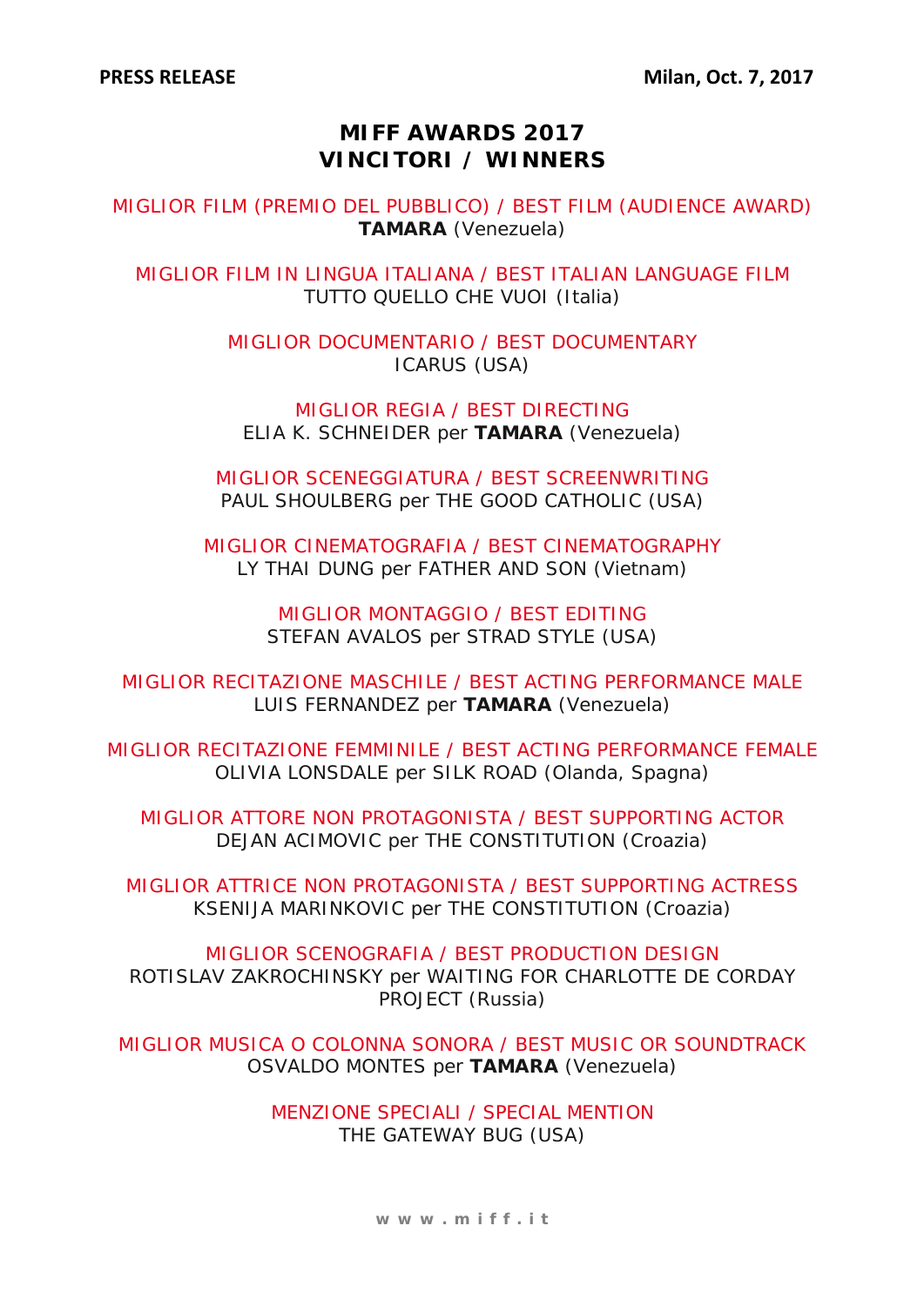**PRESS RELEASE** **Milan, Oct. 7, 2017**

# MIFF AWARDS 2017
# VINCITORI / WINNERS

MIGLIOR FILM (PREMIO DEL PUBBLICO) / BEST FILM (AUDIENCE AWARD)
**TAMARA** (Venezuela)

MIGLIOR FILM IN LINGUA ITALIANA / BEST ITALIAN LANGUAGE FILM
TUTTO QUELLO CHE VUOI (Italia)

MIGLIOR DOCUMENTARIO / BEST DOCUMENTARY
ICARUS (USA)

MIGLIOR REGIA / BEST DIRECTING
ELIA K. SCHNEIDER per **TAMARA** (Venezuela)

MIGLIOR SCENEGGIATURA / BEST SCREENWRITING
PAUL SHOULBERG per THE GOOD CATHOLIC (USA)

MIGLIOR CINEMATOGRAFIA / BEST CINEMATOGRAPHY
LY THAI DUNG per FATHER AND SON (Vietnam)

MIGLIOR MONTAGGIO / BEST EDITING
STEFAN AVALOS per STRAD STYLE (USA)

MIGLIOR RECITAZIONE MASCHILE / BEST ACTING PERFORMANCE MALE
LUIS FERNANDEZ per **TAMARA** (Venezuela)

MIGLIOR RECITAZIONE FEMMINILE / BEST ACTING PERFORMANCE FEMALE
OLIVIA LONSDALE per SILK ROAD (Olanda, Spagna)

MIGLIOR ATTORE NON PROTAGONISTA / BEST SUPPORTING ACTOR
DEJAN ACIMOVIC per THE CONSTITUTION (Croazia)

MIGLIOR ATTRICE NON PROTAGONISTA / BEST SUPPORTING ACTRESS
KSENIJA MARINKOVIC per THE CONSTITUTION (Croazia)

MIGLIOR SCENOGRAFIA / BEST PRODUCTION DESIGN
ROTISLAV ZAKROCHINSKY per WAITING FOR CHARLOTTE DE CORDAY PROJECT (Russia)

MIGLIOR MUSICA O COLONNA SONORA / BEST MUSIC OR SOUNDTRACK
OSVALDO MONTES per **TAMARA** (Venezuela)

MENZIONE SPECIALI / SPECIAL MENTION
THE GATEWAY BUG (USA)

www.miff.it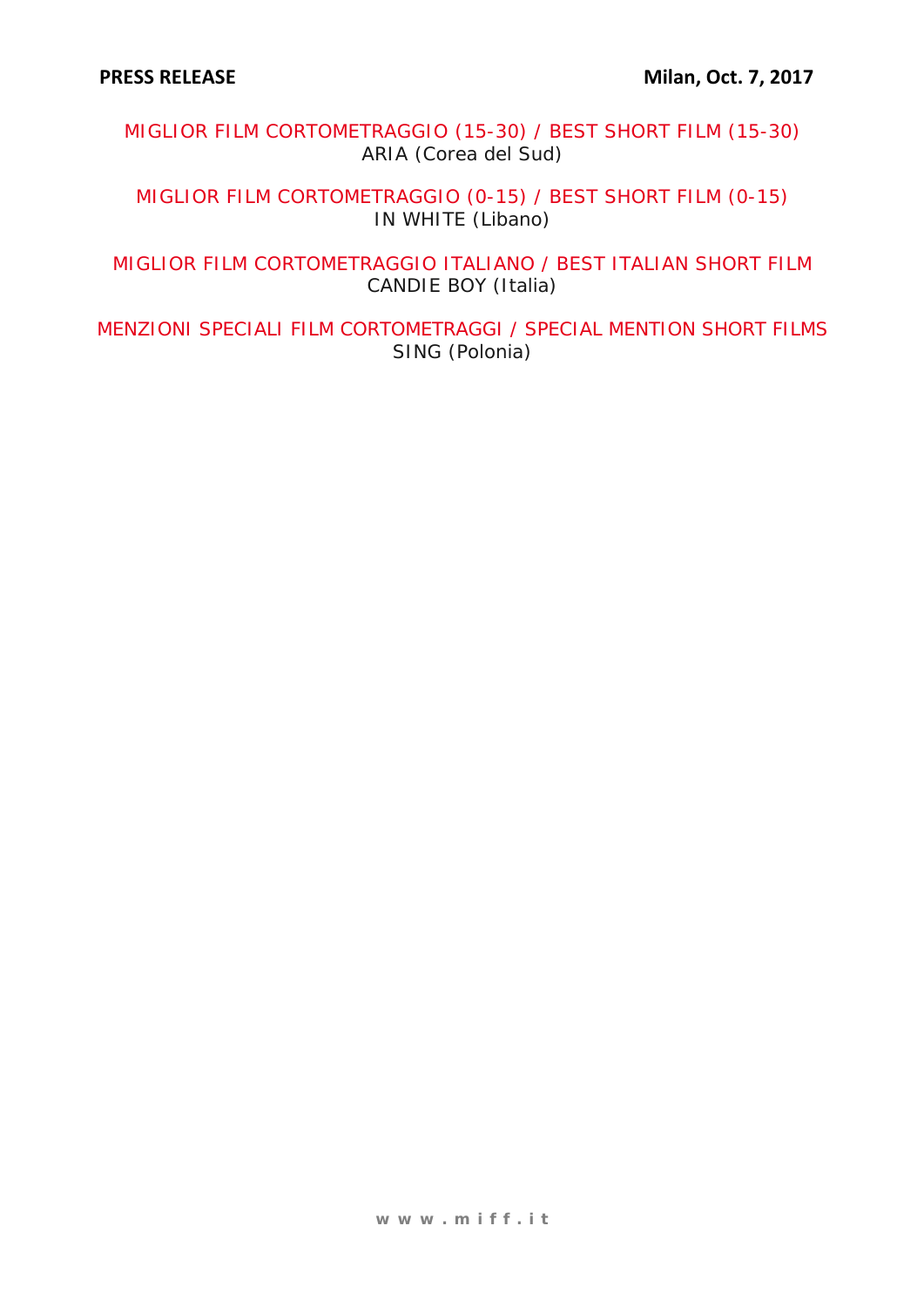**PRESS RELEASE** **Milan, Oct. 7, 2017**

MIGLIOR FILM CORTOMETRAGGIO (15-30) / BEST SHORT FILM (15-30)
ARIA (Corea del Sud)

MIGLIOR FILM CORTOMETRAGGIO (0-15) / BEST SHORT FILM (0-15)
IN WHITE (Libano)

MIGLIOR FILM CORTOMETRAGGIO ITALIANO / BEST ITALIAN SHORT FILM
CANDIE BOY (Italia)

MENZIONI SPECIALI FILM CORTOMETRAGGI / SPECIAL MENTION SHORT FILMS
SING (Polonia)